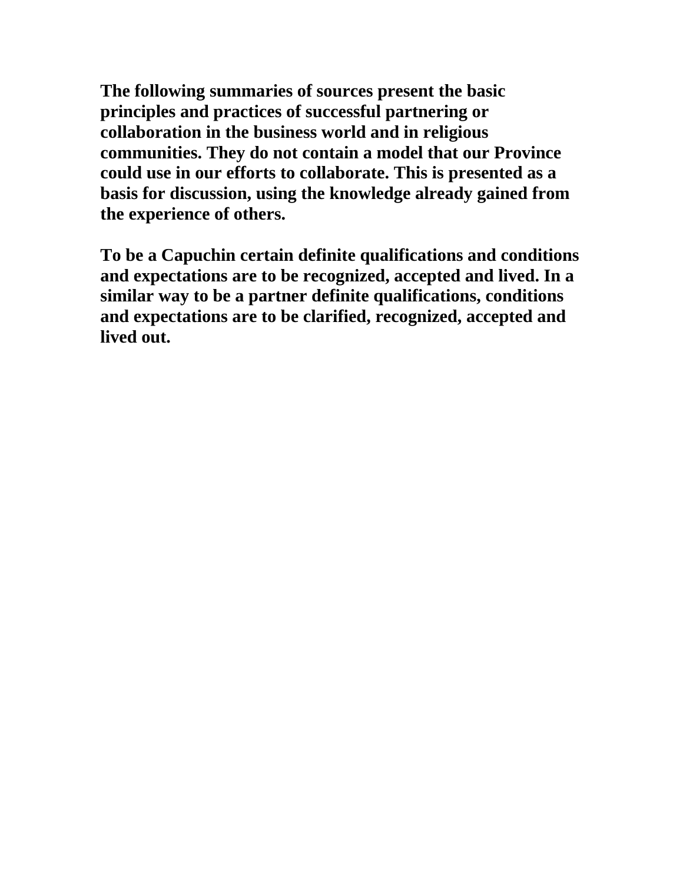**The following summaries of sources present the basic principles and practices of successful partnering or collaboration in the business world and in religious communities. They do not contain a model that our Province could use in our efforts to collaborate. This is presented as a basis for discussion, using the knowledge already gained from the experience of others.**

**To be a Capuchin certain definite qualifications and conditions and expectations are to be recognized, accepted and lived. In a similar way to be a partner definite qualifications, conditions and expectations are to be clarified, recognized, accepted and lived out.**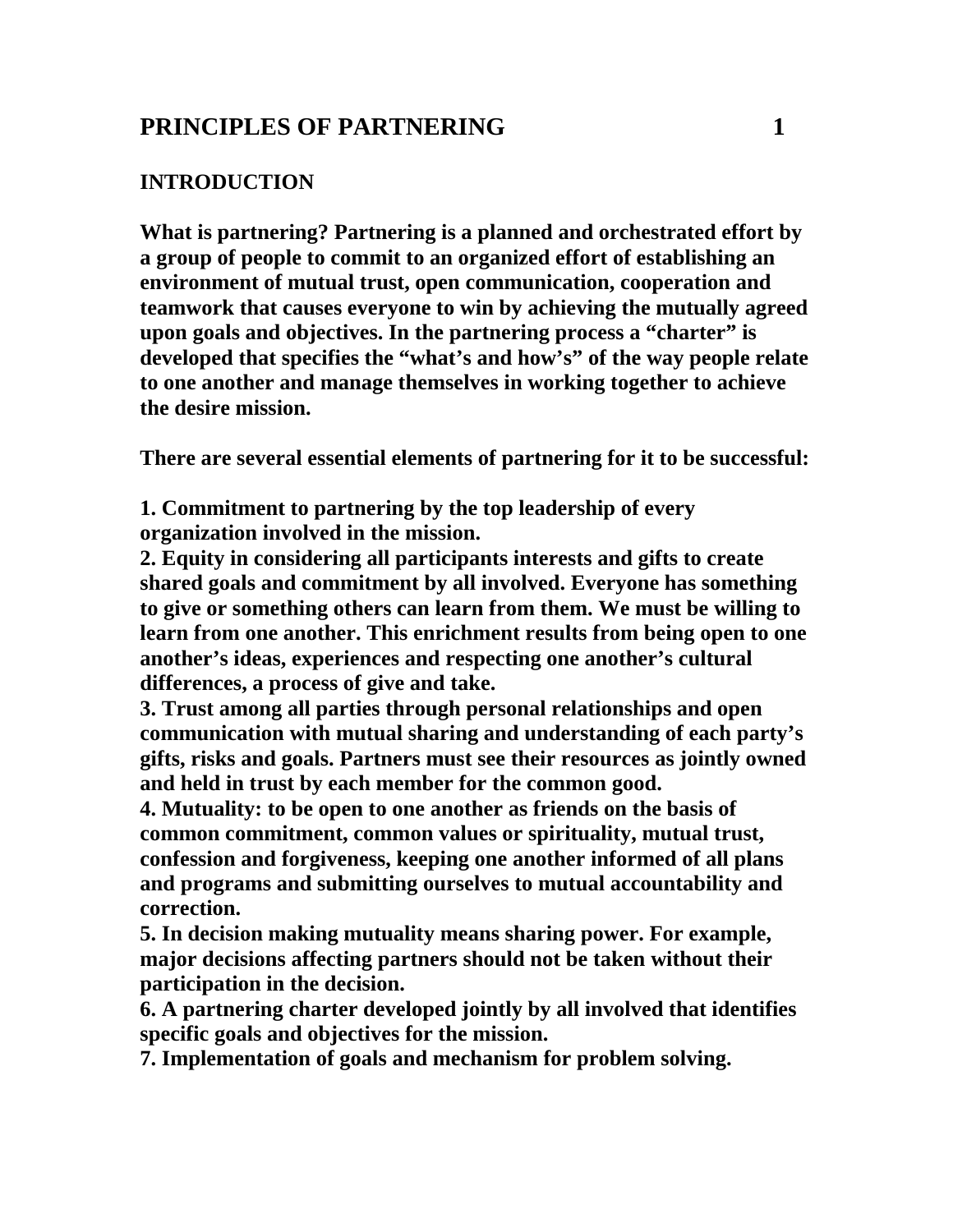# PRINCIPLES OF PARTNERING

## INTRODUCTION

**What is partnering? Partnering is a planned and orchestrated effort by a group of people to commit to an organized effort of establishing an environment of mutual trust, open communication, cooperation and teamwork that causes everyone to win by achieving the mutually agreed upon goals and objectives. In the partnering process a "charter" is developed that specifies the "what's and how's" of the way people relate to one another and manage themselves in working together to achieve the desire mission.**

**There are several essential elements of partnering for it to be successful:**

**1. Commitment to partnering by the top leadership of every organization involved in the mission.**
**2. Equity in considering all participants interests and gifts to create shared goals and commitment by all involved. Everyone has something to give or something others can learn from them. We must be willing to learn from one another. This enrichment results from being open to one another's ideas, experiences and respecting one another's cultural differences, a process of give and take.**
**3. Trust among all parties through personal relationships and open communication with mutual sharing and understanding of each party's gifts, risks and goals. Partners must see their resources as jointly owned and held in trust by each member for the common good.**
**4. Mutuality: to be open to one another as friends on the basis of common commitment, common values or spirituality, mutual trust, confession and forgiveness, keeping one another informed of all plans and programs and submitting ourselves to mutual accountability and correction.**
**5. In decision making mutuality means sharing power. For example, major decisions affecting partners should not be taken without their participation in the decision.**
**6. A partnering charter developed jointly by all involved that identifies specific goals and objectives for the mission.**
**7. Implementation of goals and mechanism for problem solving.**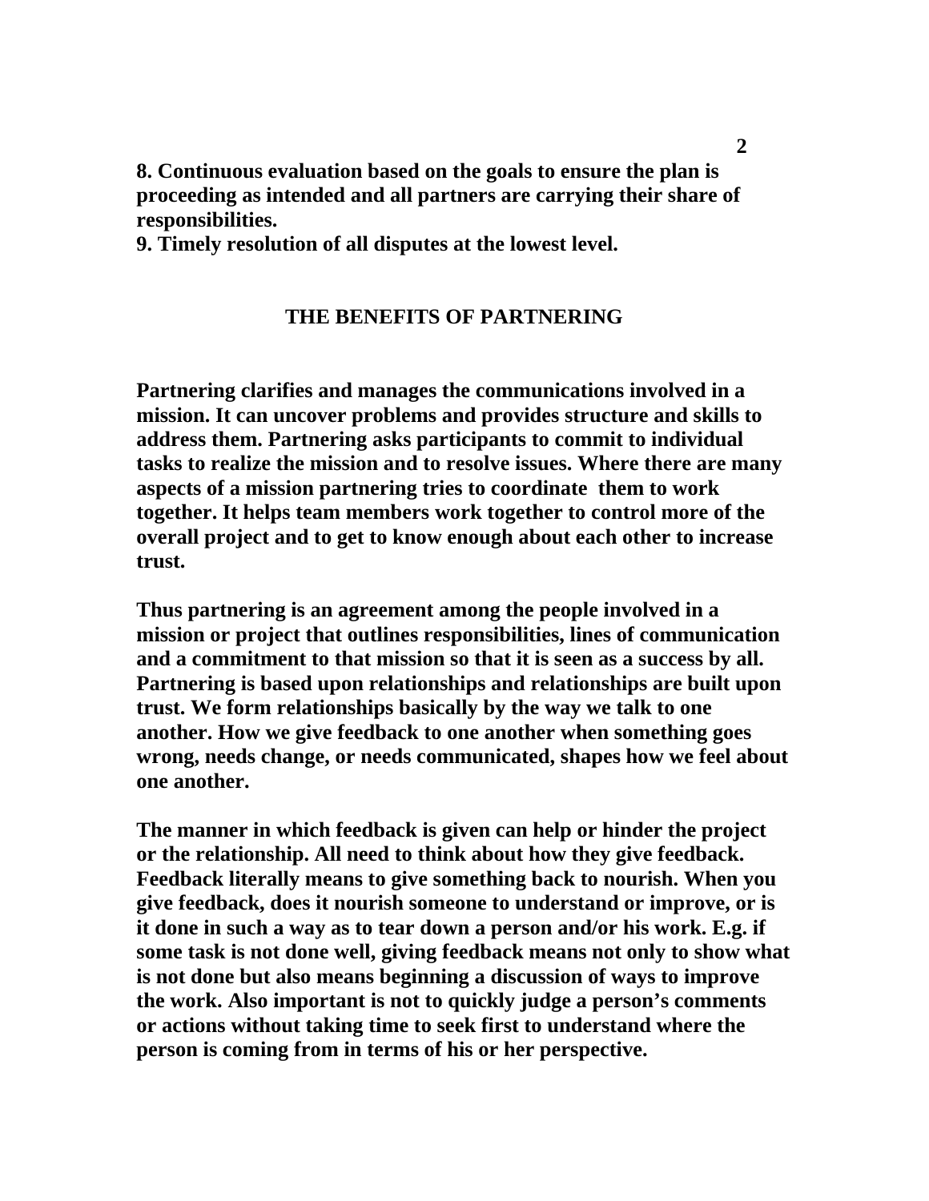**8. Continuous evaluation based on the goals to ensure the plan is proceeding as intended and all partners are carrying their share of responsibilities.**
**9. Timely resolution of all disputes at the lowest level.**

## THE BENEFITS OF PARTNERING

**Partnering clarifies and manages the communications involved in a mission. It can uncover problems and provides structure and skills to address them. Partnering asks participants to commit to individual tasks to realize the mission and to resolve issues. Where there are many aspects of a mission partnering tries to coordinate them to work together. It helps team members work together to control more of the overall project and to get to know enough about each other to increase trust.**

**Thus partnering is an agreement among the people involved in a mission or project that outlines responsibilities, lines of communication and a commitment to that mission so that it is seen as a success by all. Partnering is based upon relationships and relationships are built upon trust. We form relationships basically by the way we talk to one another. How we give feedback to one another when something goes wrong, needs change, or needs communicated, shapes how we feel about one another.**

**The manner in which feedback is given can help or hinder the project or the relationship. All need to think about how they give feedback. Feedback literally means to give something back to nourish. When you give feedback, does it nourish someone to understand or improve, or is it done in such a way as to tear down a person and/or his work. E.g. if some task is not done well, giving feedback means not only to show what is not done but also means beginning a discussion of ways to improve the work. Also important is not to quickly judge a person's comments or actions without taking time to seek first to understand where the person is coming from in terms of his or her perspective.**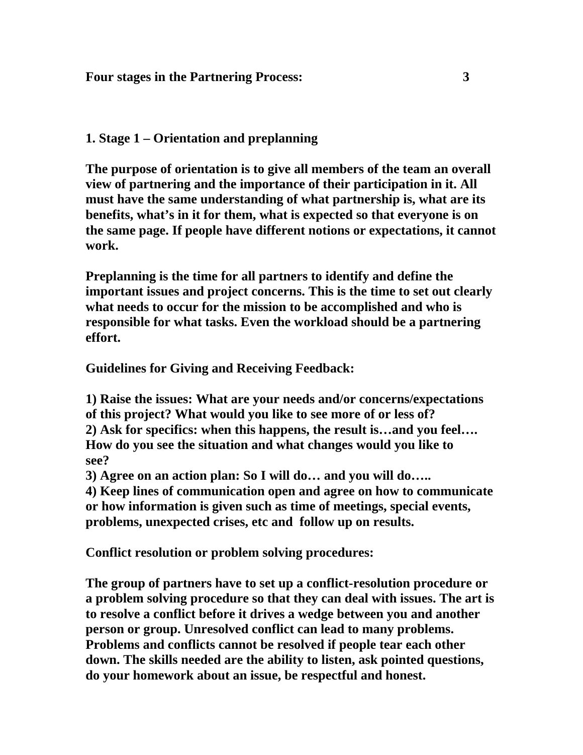**Four stages in the Partnering Process:**

**1. Stage 1 – Orientation and preplanning**

**The purpose of orientation is to give all members of the team an overall view of partnering and the importance of their participation in it. All must have the same understanding of what partnership is, what are its benefits, what's in it for them, what is expected so that everyone is on the same page. If people have different notions or expectations, it cannot work.**

**Preplanning is the time for all partners to identify and define the important issues and project concerns. This is the time to set out clearly what needs to occur for the mission to be accomplished and who is responsible for what tasks. Even the workload should be a partnering effort.**

**Guidelines for Giving and Receiving Feedback:**

**1) Raise the issues: What are your needs and/or concerns/expectations of this project? What would you like to see more of or less of?**
**2) Ask for specifics: when this happens, the result is…and you feel…. How do you see the situation and what changes would you like to see?**
**3) Agree on an action plan: So I will do… and you will do…..**
**4) Keep lines of communication open and agree on how to communicate or how information is given such as time of meetings, special events, problems, unexpected crises, etc and follow up on results.**

**Conflict resolution or problem solving procedures:**

**The group of partners have to set up a conflict-resolution procedure or a problem solving procedure so that they can deal with issues. The art is to resolve a conflict before it drives a wedge between you and another person or group. Unresolved conflict can lead to many problems. Problems and conflicts cannot be resolved if people tear each other down. The skills needed are the ability to listen, ask pointed questions, do your homework about an issue, be respectful and honest.**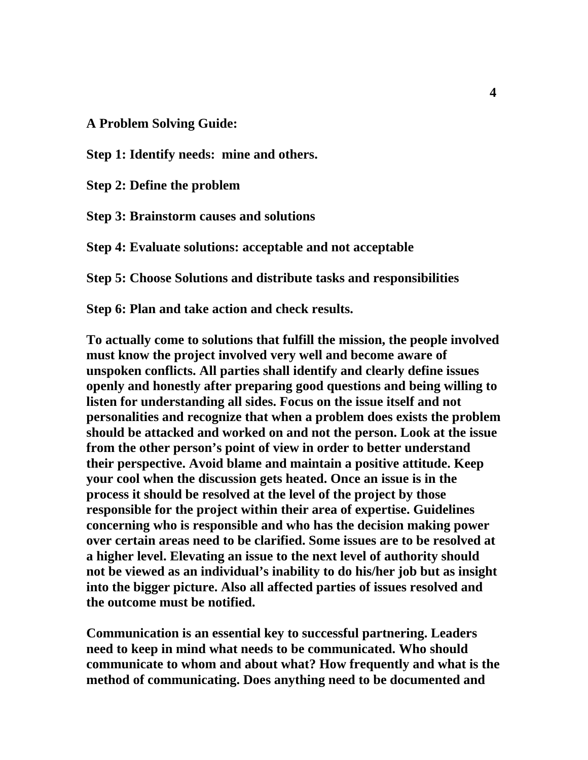**A Problem Solving Guide:**

**Step 1: Identify needs: mine and others.**

**Step 2: Define the problem**

**Step 3: Brainstorm causes and solutions**

**Step 4: Evaluate solutions: acceptable and not acceptable**

**Step 5: Choose Solutions and distribute tasks and responsibilities**

**Step 6: Plan and take action and check results.**

**To actually come to solutions that fulfill the mission, the people involved must know the project involved very well and become aware of unspoken conflicts. All parties shall identify and clearly define issues openly and honestly after preparing good questions and being willing to listen for understanding all sides. Focus on the issue itself and not personalities and recognize that when a problem does exists the problem should be attacked and worked on and not the person. Look at the issue from the other person's point of view in order to better understand their perspective. Avoid blame and maintain a positive attitude. Keep your cool when the discussion gets heated. Once an issue is in the process it should be resolved at the level of the project by those responsible for the project within their area of expertise. Guidelines concerning who is responsible and who has the decision making power over certain areas need to be clarified. Some issues are to be resolved at a higher level. Elevating an issue to the next level of authority should not be viewed as an individual's inability to do his/her job but as insight into the bigger picture. Also all affected parties of issues resolved and the outcome must be notified.**

**Communication is an essential key to successful partnering. Leaders need to keep in mind what needs to be communicated. Who should communicate to whom and about what? How frequently and what is the method of communicating. Does anything need to be documented and**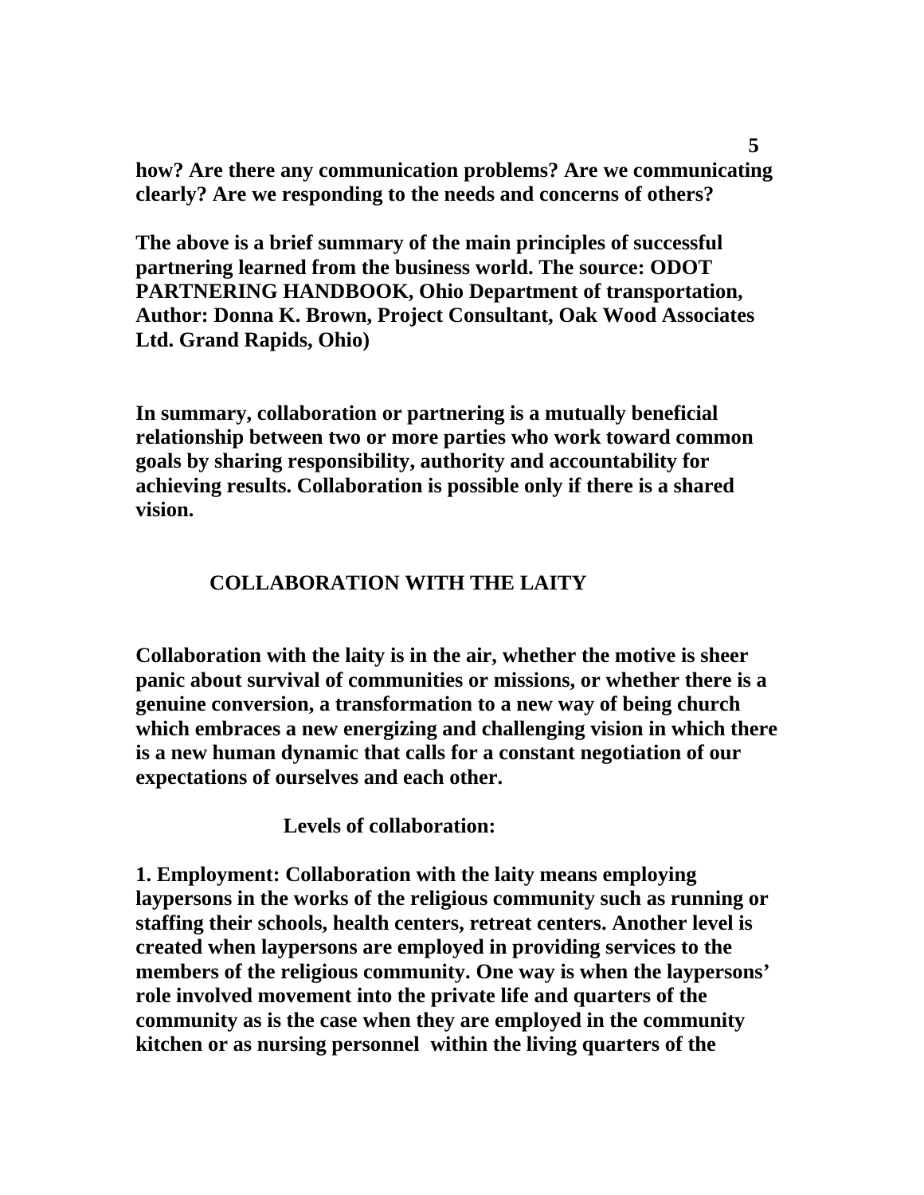**how? Are there any communication problems? Are we communicating clearly? Are we responding to the needs and concerns of others?**

**The above is a brief summary of the main principles of successful partnering learned from the business world. The source: ODOT PARTNERING HANDBOOK, Ohio Department of transportation, Author: Donna K. Brown, Project Consultant, Oak Wood Associates Ltd. Grand Rapids, Ohio)**

**In summary, collaboration or partnering is a mutually beneficial relationship between two or more parties who work toward common goals by sharing responsibility, authority and accountability for achieving results. Collaboration is possible only if there is a shared vision.**

## COLLABORATION WITH THE LAITY

**Collaboration with the laity is in the air, whether the motive is sheer panic about survival of communities or missions, or whether there is a genuine conversion, a transformation to a new way of being church which embraces a new energizing and challenging vision in which there is a new human dynamic that calls for a constant negotiation of our expectations of ourselves and each other.**

### Levels of collaboration:

**1. Employment: Collaboration with the laity means employing laypersons in the works of the religious community such as running or staffing their schools, health centers, retreat centers. Another level is created when laypersons are employed in providing services to the members of the religious community. One way is when the laypersons' role involved movement into the private life and quarters of the community as is the case when they are employed in the community kitchen or as nursing personnel within the living quarters of the**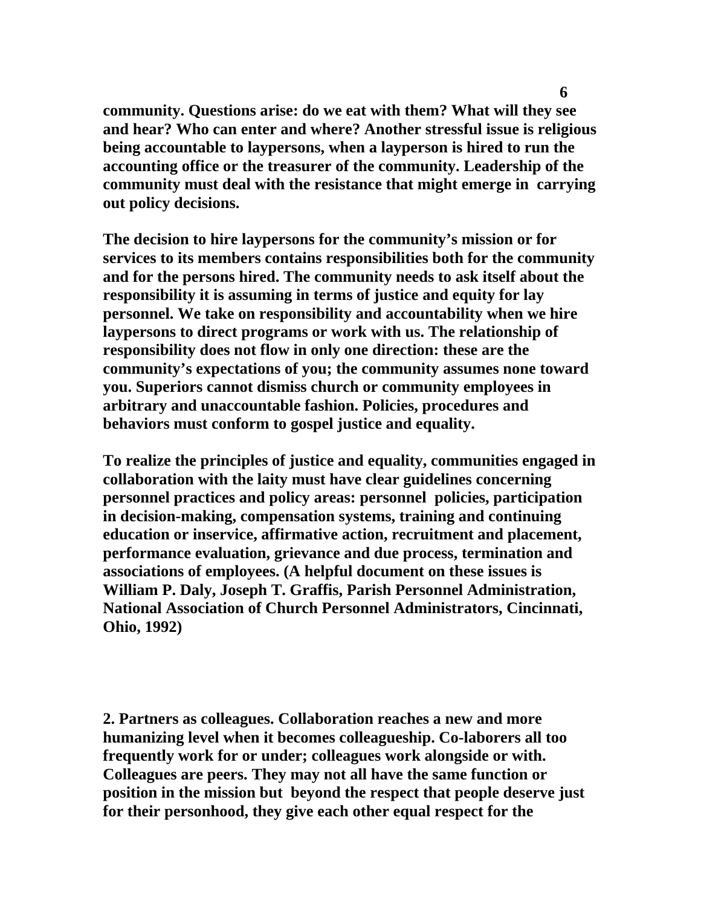**community. Questions arise: do we eat with them? What will they see and hear? Who can enter and where? Another stressful issue is religious being accountable to laypersons, when a layperson is hired to run the accounting office or the treasurer of the community. Leadership of the community must deal with the resistance that might emerge in carrying out policy decisions.**

**The decision to hire laypersons for the community's mission or for services to its members contains responsibilities both for the community and for the persons hired. The community needs to ask itself about the responsibility it is assuming in terms of justice and equity for lay personnel. We take on responsibility and accountability when we hire laypersons to direct programs or work with us. The relationship of responsibility does not flow in only one direction: these are the community's expectations of you; the community assumes none toward you. Superiors cannot dismiss church or community employees in arbitrary and unaccountable fashion. Policies, procedures and behaviors must conform to gospel justice and equality.**

**To realize the principles of justice and equality, communities engaged in collaboration with the laity must have clear guidelines concerning personnel practices and policy areas: personnel policies, participation in decision-making, compensation systems, training and continuing education or inservice, affirmative action, recruitment and placement, performance evaluation, grievance and due process, termination and associations of employees. (A helpful document on these issues is William P. Daly, Joseph T. Graffis, Parish Personnel Administration, National Association of Church Personnel Administrators, Cincinnati, Ohio, 1992)**

**2. Partners as colleagues. Collaboration reaches a new and more humanizing level when it becomes colleagueship. Co-laborers all too frequently work for or under; colleagues work alongside or with. Colleagues are peers. They may not all have the same function or position in the mission but beyond the respect that people deserve just for their personhood, they give each other equal respect for the**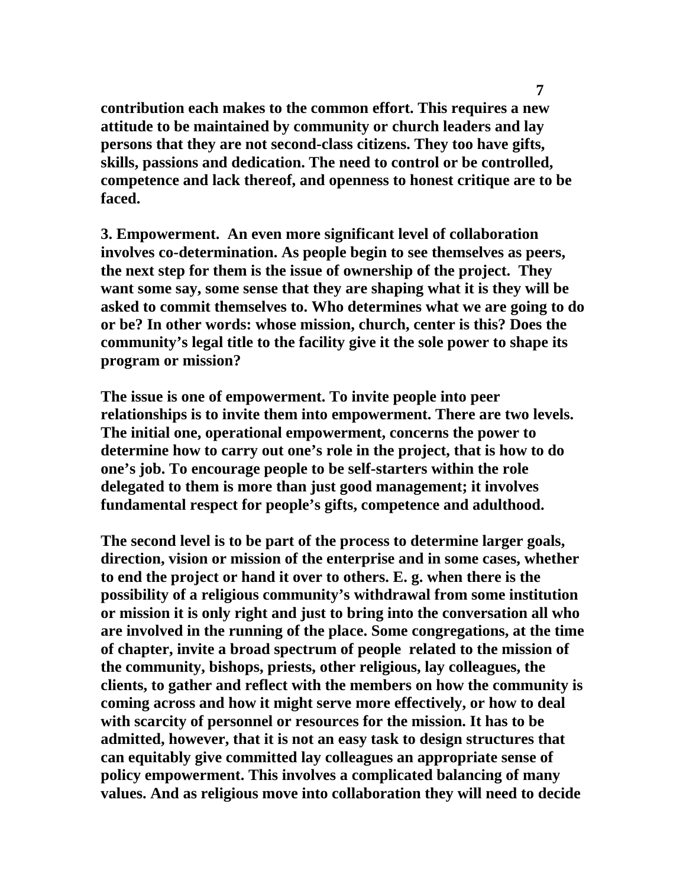**contribution each makes to the common effort. This requires a new attitude to be maintained by community or church leaders and lay persons that they are not second-class citizens. They too have gifts, skills, passions and dedication. The need to control or be controlled, competence and lack thereof, and openness to honest critique are to be faced.**

**3. Empowerment. An even more significant level of collaboration involves co-determination. As people begin to see themselves as peers, the next step for them is the issue of ownership of the project. They want some say, some sense that they are shaping what it is they will be asked to commit themselves to. Who determines what we are going to do or be? In other words: whose mission, church, center is this? Does the community's legal title to the facility give it the sole power to shape its program or mission?**

**The issue is one of empowerment. To invite people into peer relationships is to invite them into empowerment. There are two levels. The initial one, operational empowerment, concerns the power to determine how to carry out one's role in the project, that is how to do one's job. To encourage people to be self-starters within the role delegated to them is more than just good management; it involves fundamental respect for people's gifts, competence and adulthood.**

**The second level is to be part of the process to determine larger goals, direction, vision or mission of the enterprise and in some cases, whether to end the project or hand it over to others. E. g. when there is the possibility of a religious community's withdrawal from some institution or mission it is only right and just to bring into the conversation all who are involved in the running of the place. Some congregations, at the time of chapter, invite a broad spectrum of people related to the mission of the community, bishops, priests, other religious, lay colleagues, the clients, to gather and reflect with the members on how the community is coming across and how it might serve more effectively, or how to deal with scarcity of personnel or resources for the mission. It has to be admitted, however, that it is not an easy task to design structures that can equitably give committed lay colleagues an appropriate sense of policy empowerment. This involves a complicated balancing of many values. And as religious move into collaboration they will need to decide**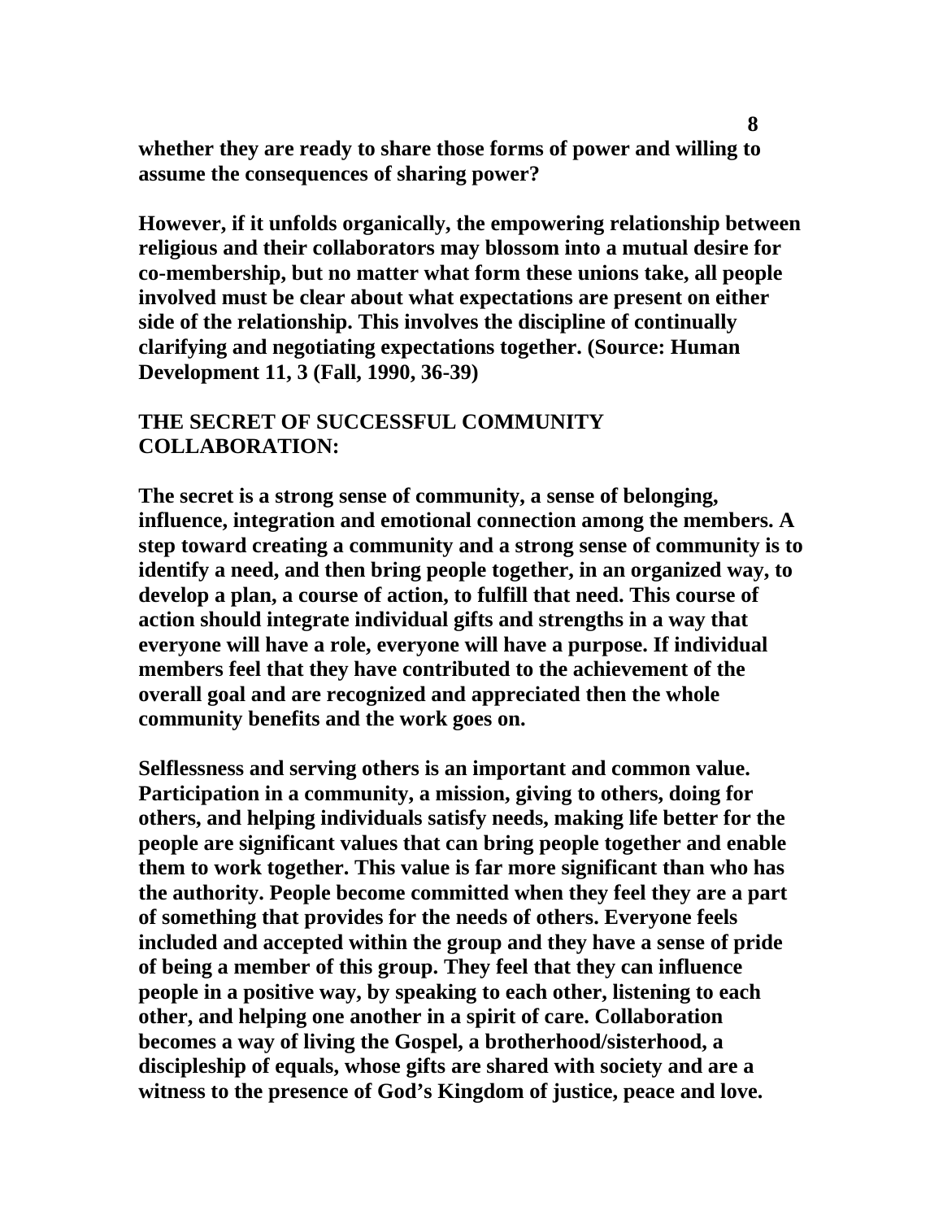**whether they are ready to share those forms of power and willing to assume the consequences of sharing power?**

**However, if it unfolds organically, the empowering relationship between religious and their collaborators may blossom into a mutual desire for co-membership, but no matter what form these unions take, all people involved must be clear about what expectations are present on either side of the relationship. This involves the discipline of continually clarifying and negotiating expectations together. (Source: Human Development 11, 3 (Fall, 1990, 36-39)**

## THE SECRET OF SUCCESSFUL COMMUNITY COLLABORATION:

**The secret is a strong sense of community, a sense of belonging, influence, integration and emotional connection among the members. A step toward creating a community and a strong sense of community is to identify a need, and then bring people together, in an organized way, to develop a plan, a course of action, to fulfill that need. This course of action should integrate individual gifts and strengths in a way that everyone will have a role, everyone will have a purpose. If individual members feel that they have contributed to the achievement of the overall goal and are recognized and appreciated then the whole community benefits and the work goes on.**

**Selflessness and serving others is an important and common value. Participation in a community, a mission, giving to others, doing for others, and helping individuals satisfy needs, making life better for the people are significant values that can bring people together and enable them to work together. This value is far more significant than who has the authority. People become committed when they feel they are a part of something that provides for the needs of others. Everyone feels included and accepted within the group and they have a sense of pride of being a member of this group. They feel that they can influence people in a positive way, by speaking to each other, listening to each other, and helping one another in a spirit of care. Collaboration becomes a way of living the Gospel, a brotherhood/sisterhood, a discipleship of equals, whose gifts are shared with society and are a witness to the presence of God's Kingdom of justice, peace and love.**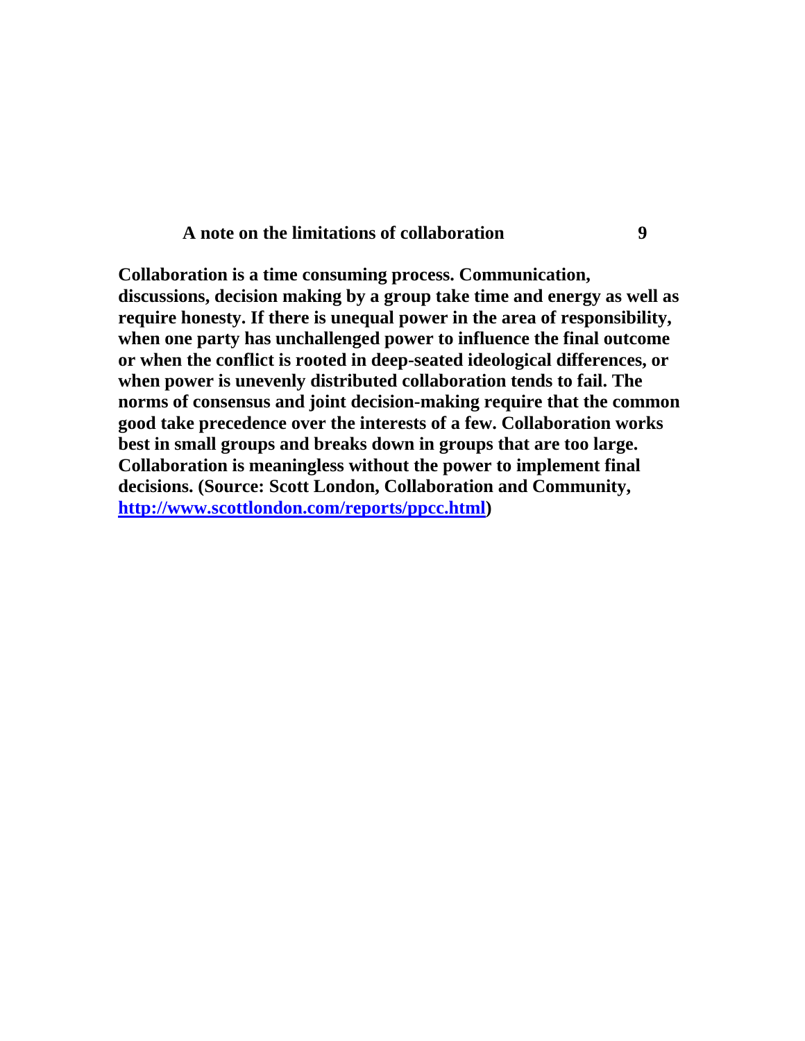## A note on the limitations of collaboration

**Collaboration is a time consuming process. Communication, discussions, decision making by a group take time and energy as well as require honesty. If there is unequal power in the area of responsibility, when one party has unchallenged power to influence the final outcome or when the conflict is rooted in deep-seated ideological differences, or when power is unevenly distributed collaboration tends to fail. The norms of consensus and joint decision-making require that the common good take precedence over the interests of a few. Collaboration works best in small groups and breaks down in groups that are too large. Collaboration is meaningless without the power to implement final decisions. (Source: Scott London, Collaboration and Community, [http://www.scottlondon.com/reports/ppcc.html](http://www.scottlondon.com/reports/ppcc.html))**